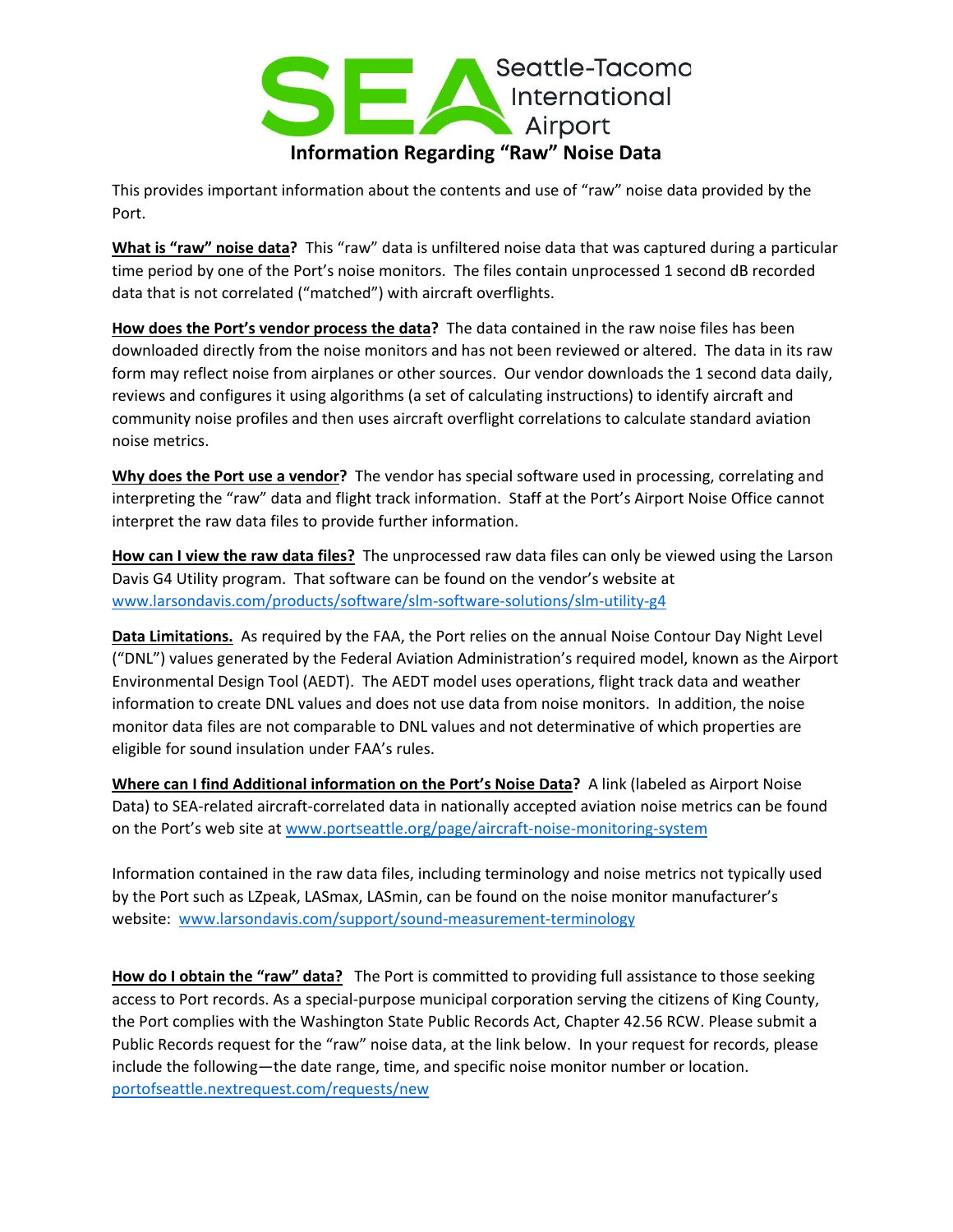# Information Regarding "Raw" Noise Data

This provides important information about the contents and use of "raw" noise data provided by the Port.

**<u>What is "raw" noise data</u>?** This "raw" data is unfiltered noise data that was captured during a particular time period by one of the Port's noise monitors. The files contain unprocessed 1 second dB recorded data that is not correlated ("matched") with aircraft overflights.

**<u>How does the Port's vendor process the data</u>?** The data contained in the raw noise files has been downloaded directly from the noise monitors and has not been reviewed or altered. The data in its raw form may reflect noise from airplanes or other sources. Our vendor downloads the 1 second data daily, reviews and configures it using algorithms (a set of calculating instructions) to identify aircraft and community noise profiles and then uses aircraft overflight correlations to calculate standard aviation noise metrics.

**<u>Why does the Port use a vendor</u>?** The vendor has special software used in processing, correlating and interpreting the "raw" data and flight track information. Staff at the Port's Airport Noise Office cannot interpret the raw data files to provide further information.

**<u>How can I view the raw data files?</u>** The unprocessed raw data files can only be viewed using the Larson Davis G4 Utility program. That software can be found on the vendor's website at www.larsondavis.com/products/software/slm-software-solutions/slm-utility-g4

**<u>Data Limitations.</u>** As required by the FAA, the Port relies on the annual Noise Contour Day Night Level ("DNL") values generated by the Federal Aviation Administration's required model, known as the Airport Environmental Design Tool (AEDT). The AEDT model uses operations, flight track data and weather information to create DNL values and does not use data from noise monitors. In addition, the noise monitor data files are not comparable to DNL values and not determinative of which properties are eligible for sound insulation under FAA's rules.

**<u>Where can I find Additional information on the Port's Noise Data</u>?** A link (labeled as Airport Noise Data) to SEA-related aircraft-correlated data in nationally accepted aviation noise metrics can be found on the Port's web site at www.portseattle.org/page/aircraft-noise-monitoring-system

Information contained in the raw data files, including terminology and noise metrics not typically used by the Port such as LZpeak, LASmax, LASmin, can be found on the noise monitor manufacturer's website: www.larsondavis.com/support/sound-measurement-terminology

**<u>How do I obtain the "raw" data?</u>** The Port is committed to providing full assistance to those seeking access to Port records. As a special-purpose municipal corporation serving the citizens of King County, the Port complies with the Washington State Public Records Act, Chapter 42.56 RCW. Please submit a Public Records request for the "raw" noise data, at the link below. In your request for records, please include the following—the date range, time, and specific noise monitor number or location. portofseattle.nextrequest.com/requests/new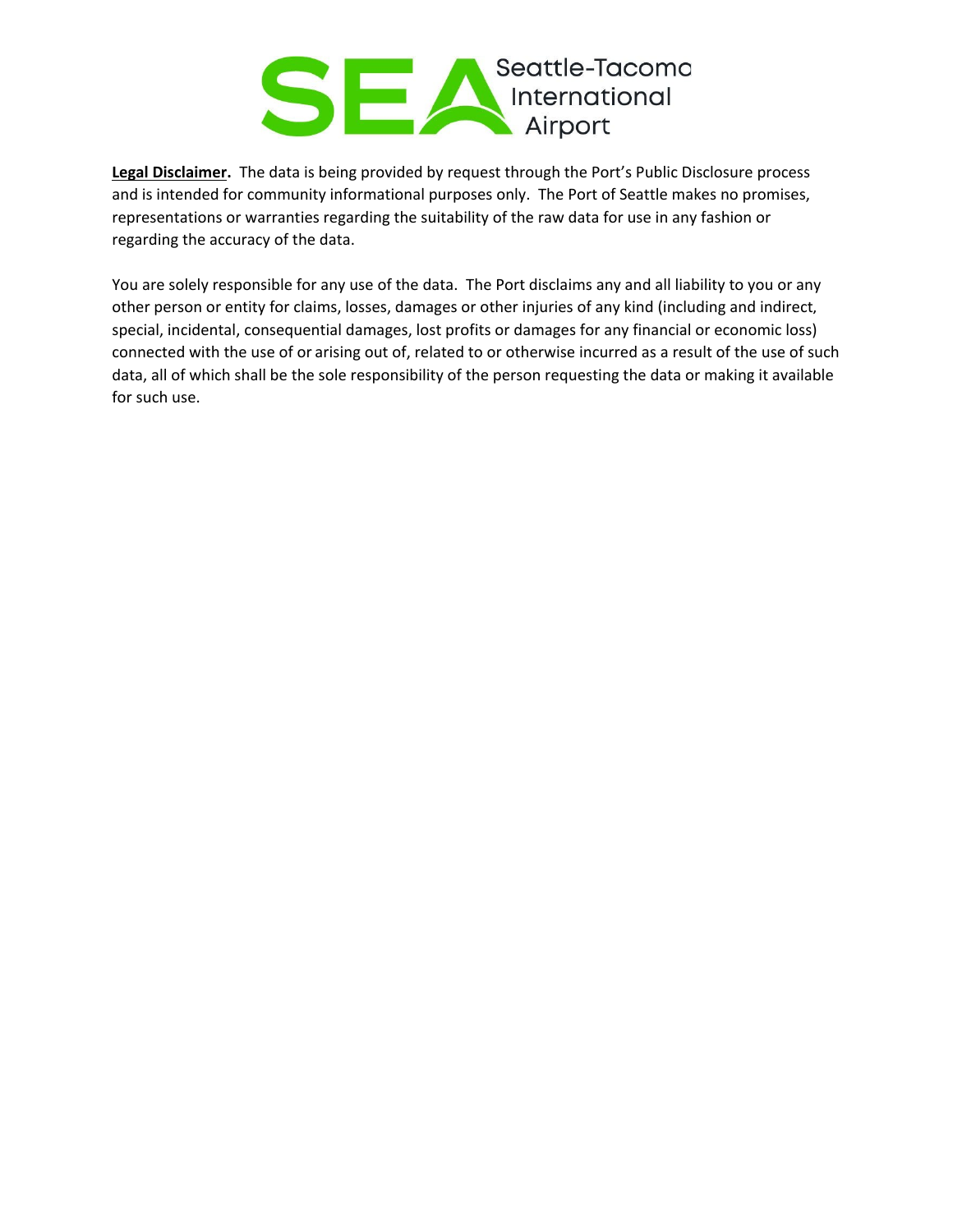SEA Seattle-Tacoma International Airport

**Legal Disclaimer.** The data is being provided by request through the Port's Public Disclosure process and is intended for community informational purposes only. The Port of Seattle makes no promises, representations or warranties regarding the suitability of the raw data for use in any fashion or regarding the accuracy of the data.

You are solely responsible for any use of the data. The Port disclaims any and all liability to you or any other person or entity for claims, losses, damages or other injuries of any kind (including and indirect, special, incidental, consequential damages, lost profits or damages for any financial or economic loss) connected with the use of or arising out of, related to or otherwise incurred as a result of the use of such data, all of which shall be the sole responsibility of the person requesting the data or making it available for such use.